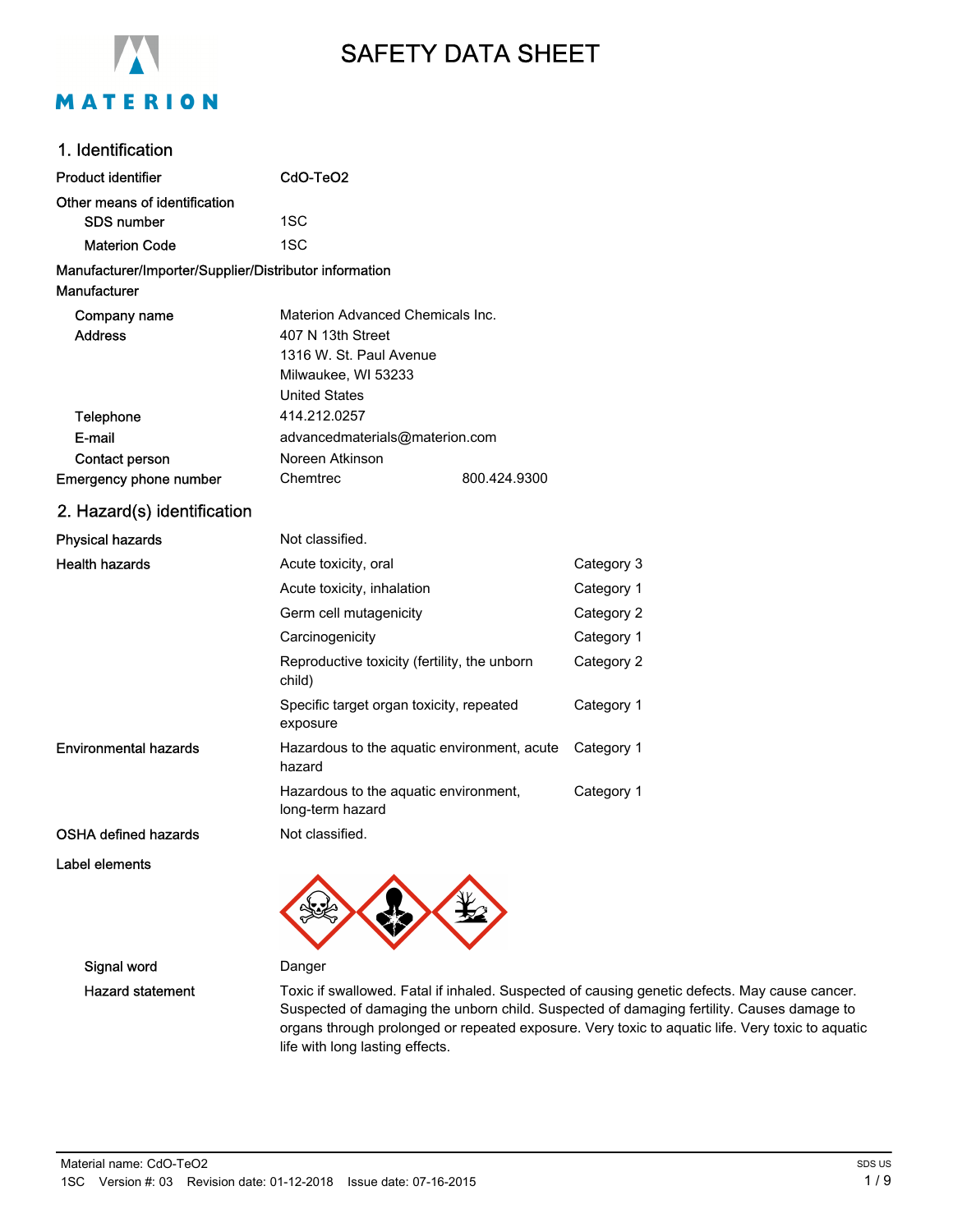# SAFETY DATA SHEET

## 1. Identification

| | |
|---|---|
| **Product identifier** | CdO-TeO2 |
| **Other means of identification** | |
| SDS number | 1SC |
| Materion Code | 1SC |

**Manufacturer/Importer/Supplier/Distributor information**

**Manufacturer**

| | |
|---|---|
| Company name | Materion Advanced Chemicals Inc. |
| Address | 407 N 13th Street<br>1316 W. St. Paul Avenue<br>Milwaukee, WI 53233<br>United States |
| Telephone | 414.212.0257 |
| E-mail | advancedmaterials@materion.com |
| Contact person | Noreen Atkinson |
| **Emergency phone number** | Chemtrec 800.424.9300 |

## 2. Hazard(s) identification

| | | |
|---|---|---|
| **Physical hazards** | Not classified. | |
| **Health hazards** | Acute toxicity, oral | Category 3 |
| | Acute toxicity, inhalation | Category 1 |
| | Germ cell mutagenicity | Category 2 |
| | Carcinogenicity | Category 1 |
| | Reproductive toxicity (fertility, the unborn child) | Category 2 |
| | Specific target organ toxicity, repeated exposure | Category 1 |
| **Environmental hazards** | Hazardous to the aquatic environment, acute hazard | Category 1 |
| | Hazardous to the aquatic environment, long-term hazard | Category 1 |
| **OSHA defined hazards** | Not classified. | |

**Label elements**

| | |
|---|---|
| Signal word | Danger |
| Hazard statement | Toxic if swallowed. Fatal if inhaled. Suspected of causing genetic defects. May cause cancer. Suspected of damaging the unborn child. Suspected of damaging fertility. Causes damage to organs through prolonged or repeated exposure. Very toxic to aquatic life. Very toxic to aquatic life with long lasting effects. |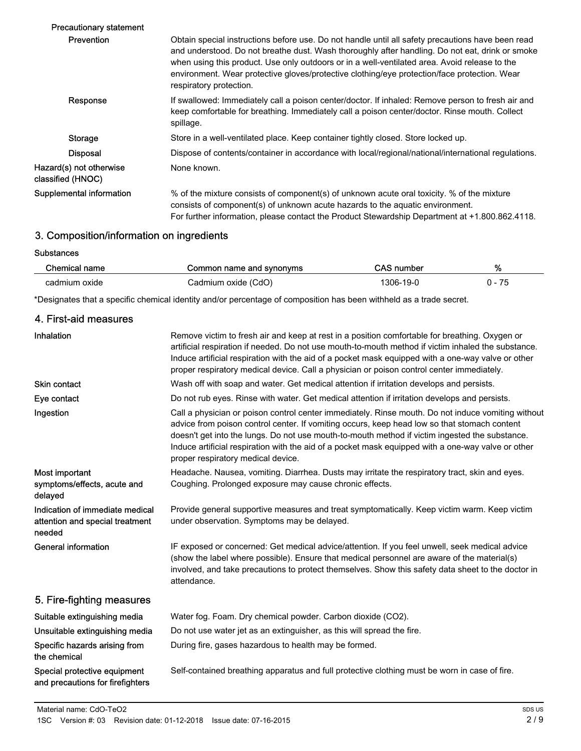**Precautionary statement**

| | |
|---|---|
| **Prevention** | Obtain special instructions before use. Do not handle until all safety precautions have been read and understood. Do not breathe dust. Wash thoroughly after handling. Do not eat, drink or smoke when using this product. Use only outdoors or in a well-ventilated area. Avoid release to the environment. Wear protective gloves/protective clothing/eye protection/face protection. Wear respiratory protection. |
| **Response** | If swallowed: Immediately call a poison center/doctor. If inhaled: Remove person to fresh air and keep comfortable for breathing. Immediately call a poison center/doctor. Rinse mouth. Collect spillage. |
| **Storage** | Store in a well-ventilated place. Keep container tightly closed. Store locked up. |
| **Disposal** | Dispose of contents/container in accordance with local/regional/national/international regulations. |
| **Hazard(s) not otherwise classified (HNOC)** | None known. |
| **Supplemental information** | % of the mixture consists of component(s) of unknown acute oral toxicity. % of the mixture consists of component(s) of unknown acute hazards to the aquatic environment. For further information, please contact the Product Stewardship Department at +1.800.862.4118. |

## 3. Composition/information on ingredients

**Substances**

| Chemical name | Common name and synonyms | CAS number | % |
|---|---|---|---|
| cadmium oxide | Cadmium oxide (CdO) | 1306-19-0 | 0 - 75 |

*Designates that a specific chemical identity and/or percentage of composition has been withheld as a trade secret.

## 4. First-aid measures

| | |
|---|---|
| **Inhalation** | Remove victim to fresh air and keep at rest in a position comfortable for breathing. Oxygen or artificial respiration if needed. Do not use mouth-to-mouth method if victim inhaled the substance. Induce artificial respiration with the aid of a pocket mask equipped with a one-way valve or other proper respiratory medical device. Call a physician or poison control center immediately. |
| **Skin contact** | Wash off with soap and water. Get medical attention if irritation develops and persists. |
| **Eye contact** | Do not rub eyes. Rinse with water. Get medical attention if irritation develops and persists. |
| **Ingestion** | Call a physician or poison control center immediately. Rinse mouth. Do not induce vomiting without advice from poison control center. If vomiting occurs, keep head low so that stomach content doesn't get into the lungs. Do not use mouth-to-mouth method if victim ingested the substance. Induce artificial respiration with the aid of a pocket mask equipped with a one-way valve or other proper respiratory medical device. |
| **Most important symptoms/effects, acute and delayed** | Headache. Nausea, vomiting. Diarrhea. Dusts may irritate the respiratory tract, skin and eyes. Coughing. Prolonged exposure may cause chronic effects. |
| **Indication of immediate medical attention and special treatment needed** | Provide general supportive measures and treat symptomatically. Keep victim warm. Keep victim under observation. Symptoms may be delayed. |
| **General information** | IF exposed or concerned: Get medical advice/attention. If you feel unwell, seek medical advice (show the label where possible). Ensure that medical personnel are aware of the material(s) involved, and take precautions to protect themselves. Show this safety data sheet to the doctor in attendance. |

## 5. Fire-fighting measures

| | |
|---|---|
| **Suitable extinguishing media** | Water fog. Foam. Dry chemical powder. Carbon dioxide ($CO_2$). |
| **Unsuitable extinguishing media** | Do not use water jet as an extinguisher, as this will spread the fire. |
| **Specific hazards arising from the chemical** | During fire, gases hazardous to health may be formed. |
| **Special protective equipment and precautions for firefighters** | Self-contained breathing apparatus and full protective clothing must be worn in case of fire. |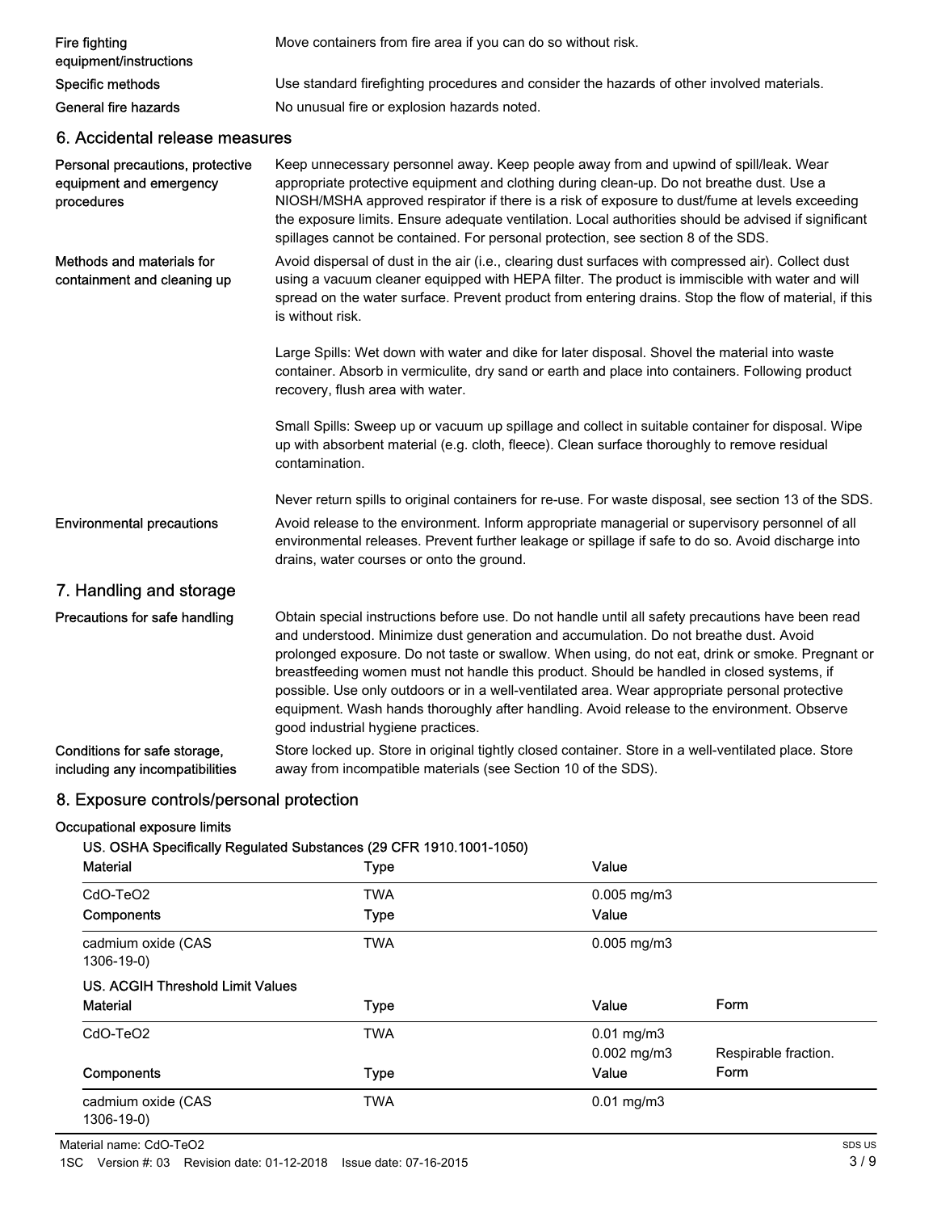| | |
|---|---|
| Fire fighting equipment/instructions | Move containers from fire area if you can do so without risk. |
| Specific methods | Use standard firefighting procedures and consider the hazards of other involved materials. |
| General fire hazards | No unusual fire or explosion hazards noted. |

## 6. Accidental release measures

**Personal precautions, protective equipment and emergency procedures**

Keep unnecessary personnel away. Keep people away from and upwind of spill/leak. Wear appropriate protective equipment and clothing during clean-up. Do not breathe dust. Use a NIOSH/MSHA approved respirator if there is a risk of exposure to dust/fume at levels exceeding the exposure limits. Ensure adequate ventilation. Local authorities should be advised if significant spillages cannot be contained. For personal protection, see section 8 of the SDS.

**Methods and materials for containment and cleaning up**

Avoid dispersal of dust in the air (i.e., clearing dust surfaces with compressed air). Collect dust using a vacuum cleaner equipped with HEPA filter. The product is immiscible with water and will spread on the water surface. Prevent product from entering drains. Stop the flow of material, if this is without risk.

Large Spills: Wet down with water and dike for later disposal. Shovel the material into waste container. Absorb in vermiculite, dry sand or earth and place into containers. Following product recovery, flush area with water.

Small Spills: Sweep up or vacuum up spillage and collect in suitable container for disposal. Wipe up with absorbent material (e.g. cloth, fleece). Clean surface thoroughly to remove residual contamination.

Never return spills to original containers for re-use. For waste disposal, see section 13 of the SDS.

**Environmental precautions**

Avoid release to the environment. Inform appropriate managerial or supervisory personnel of all environmental releases. Prevent further leakage or spillage if safe to do so. Avoid discharge into drains, water courses or onto the ground.

## 7. Handling and storage

**Precautions for safe handling**

Obtain special instructions before use. Do not handle until all safety precautions have been read and understood. Minimize dust generation and accumulation. Do not breathe dust. Avoid prolonged exposure. Do not taste or swallow. When using, do not eat, drink or smoke. Pregnant or breastfeeding women must not handle this product. Should be handled in closed systems, if possible. Use only outdoors or in a well-ventilated area. Wear appropriate personal protective equipment. Wash hands thoroughly after handling. Avoid release to the environment. Observe good industrial hygiene practices.

**Conditions for safe storage, including any incompatibilities**

Store locked up. Store in original tightly closed container. Store in a well-ventilated place. Store away from incompatible materials (see Section 10 of the SDS).

## 8. Exposure controls/personal protection

**Occupational exposure limits**

**US. OSHA Specifically Regulated Substances (29 CFR 1910.1001-1050)**

| Material | Type | Value |
|---|---|---|
| CdO-TeO2 | TWA | 0.005 mg/m3 |
| **Components** | **Type** | **Value** |
| cadmium oxide (CAS 1306-19-0) | TWA | 0.005 mg/m3 |

**US. ACGIH Threshold Limit Values**

| Material | Type | Value | Form |
|---|---|---|---|
| CdO-TeO2 | TWA | 0.01 mg/m3 | |
| | | 0.002 mg/m3 | Respirable fraction. |
| **Components** | **Type** | **Value** | **Form** |
| cadmium oxide (CAS 1306-19-0) | TWA | 0.01 mg/m3 | |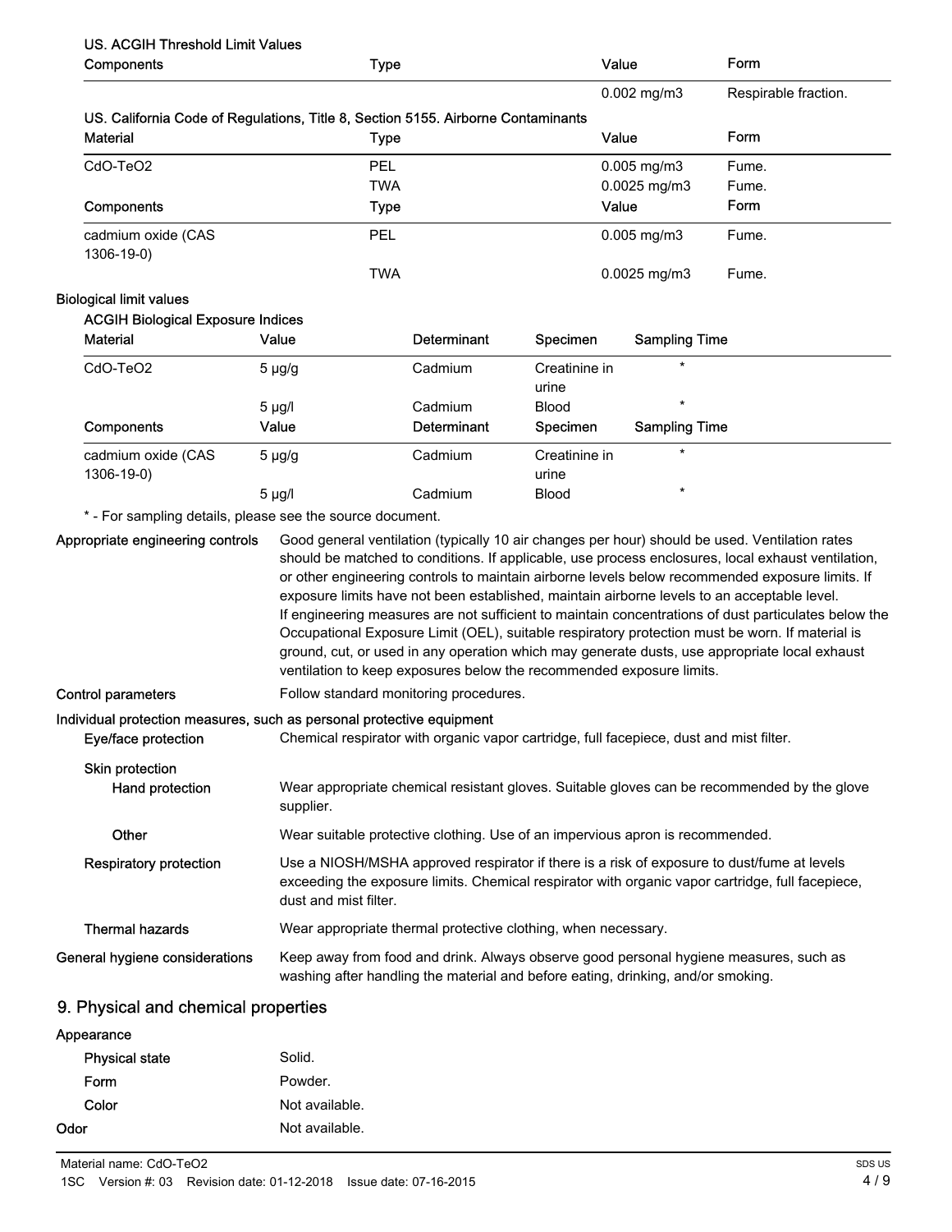**US. ACGIH Threshold Limit Values**

| Components | Type | Value | Form |
|---|---|---|---|
| | | 0.002 mg/m3 | Respirable fraction. |

**US. California Code of Regulations, Title 8, Section 5155. Airborne Contaminants**

| Material | Type | Value | Form |
|---|---|---|---|
| CdO-TeO2 | PEL | 0.005 mg/m3 | Fume. |
| | TWA | 0.0025 mg/m3 | Fume. |
| **Components** | **Type** | **Value** | **Form** |
| cadmium oxide (CAS 1306-19-0) | PEL | 0.005 mg/m3 | Fume. |
| | TWA | 0.0025 mg/m3 | Fume. |

**Biological limit values**

**ACGIH Biological Exposure Indices**

| Material | Value | Determinant | Specimen | Sampling Time |
|---|---|---|---|---|
| CdO-TeO2 | 5 µg/g | Cadmium | Creatinine in urine | * |
| | 5 µg/l | Cadmium | Blood | * |
| **Components** | **Value** | **Determinant** | **Specimen** | **Sampling Time** |
| cadmium oxide (CAS 1306-19-0) | 5 µg/g | Cadmium | Creatinine in urine | * |
| | 5 µg/l | Cadmium | Blood | * |

* - For sampling details, please see the source document.

**Appropriate engineering controls**
Good general ventilation (typically 10 air changes per hour) should be used. Ventilation rates should be matched to conditions. If applicable, use process enclosures, local exhaust ventilation, or other engineering controls to maintain airborne levels below recommended exposure limits. If exposure limits have not been established, maintain airborne levels to an acceptable level. If engineering measures are not sufficient to maintain concentrations of dust particulates below the Occupational Exposure Limit (OEL), suitable respiratory protection must be worn. If material is ground, cut, or used in any operation which may generate dusts, use appropriate local exhaust ventilation to keep exposures below the recommended exposure limits.

**Control parameters**
Follow standard monitoring procedures.

**Individual protection measures, such as personal protective equipment**

**Eye/face protection**
Chemical respirator with organic vapor cartridge, full facepiece, dust and mist filter.

**Skin protection**

**Hand protection**
Wear appropriate chemical resistant gloves. Suitable gloves can be recommended by the glove supplier.

**Other**
Wear suitable protective clothing. Use of an impervious apron is recommended.

**Respiratory protection**
Use a NIOSH/MSHA approved respirator if there is a risk of exposure to dust/fume at levels exceeding the exposure limits. Chemical respirator with organic vapor cartridge, full facepiece, dust and mist filter.

**Thermal hazards**
Wear appropriate thermal protective clothing, when necessary.

**General hygiene considerations**
Keep away from food and drink. Always observe good personal hygiene measures, such as washing after handling the material and before eating, drinking, and/or smoking.

## 9. Physical and chemical properties

**Appearance**

| | |
|---|---|
| Physical state | Solid. |
| Form | Powder. |
| Color | Not available. |
| Odor | Not available. |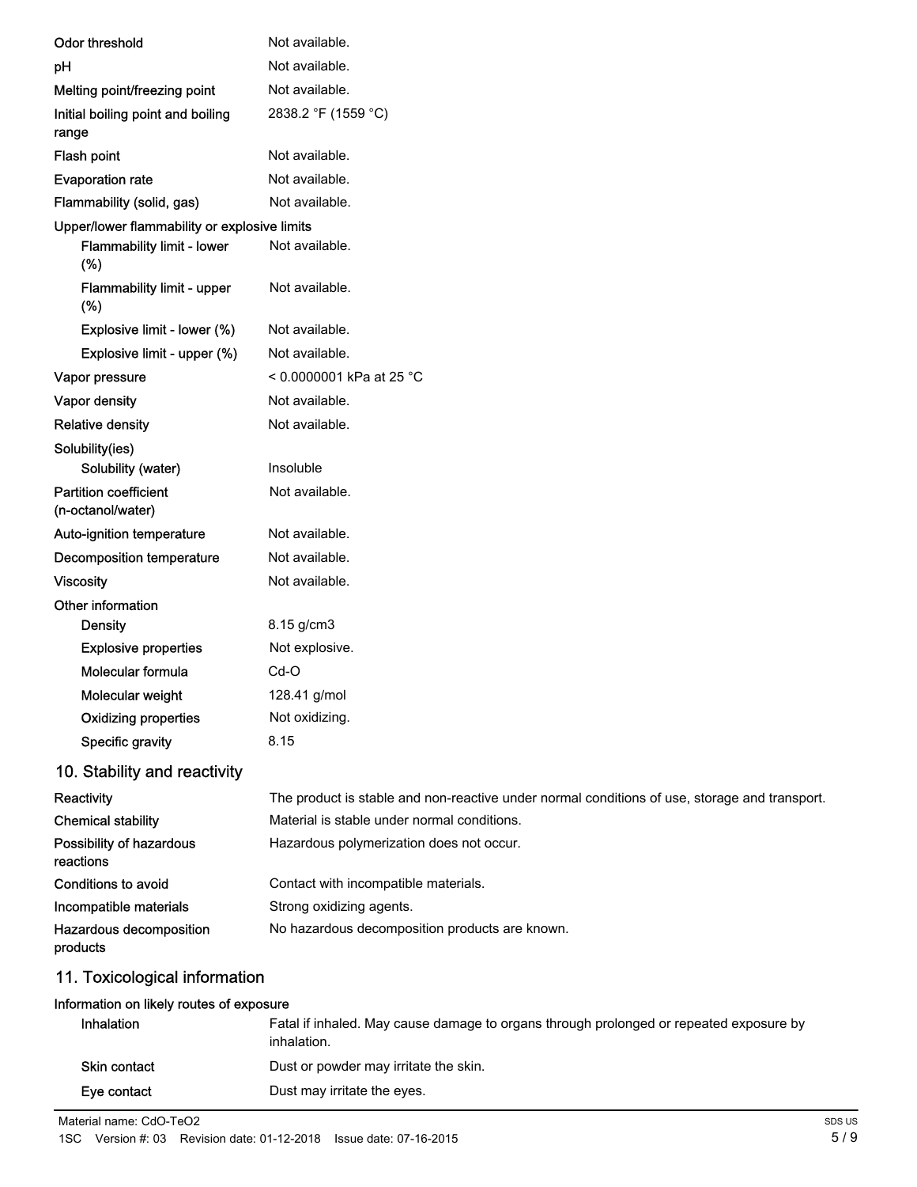| | |
|---|---|
| Odor threshold | Not available. |
| pH | Not available. |
| Melting point/freezing point | Not available. |
| Initial boiling point and boiling range | 2838.2 °F (1559 °C) |
| Flash point | Not available. |
| Evaporation rate | Not available. |
| Flammability (solid, gas) | Not available. |
| **Upper/lower flammability or explosive limits** | |
| Flammability limit - lower (%) | Not available. |
| Flammability limit - upper (%) | Not available. |
| Explosive limit - lower (%) | Not available. |
| Explosive limit - upper (%) | Not available. |
| Vapor pressure | < 0.0000001 kPa at 25 °C |
| Vapor density | Not available. |
| Relative density | Not available. |
| **Solubility(ies)** | |
| Solubility (water) | Insoluble |
| Partition coefficient (n-octanol/water) | Not available. |
| Auto-ignition temperature | Not available. |
| Decomposition temperature | Not available. |
| Viscosity | Not available. |
| **Other information** | |
| Density | 8.15 g/cm3 |
| Explosive properties | Not explosive. |
| Molecular formula | Cd-O |
| Molecular weight | 128.41 g/mol |
| Oxidizing properties | Not oxidizing. |
| Specific gravity | 8.15 |

## 10. Stability and reactivity

| | |
|---|---|
| Reactivity | The product is stable and non-reactive under normal conditions of use, storage and transport. |
| Chemical stability | Material is stable under normal conditions. |
| Possibility of hazardous reactions | Hazardous polymerization does not occur. |
| Conditions to avoid | Contact with incompatible materials. |
| Incompatible materials | Strong oxidizing agents. |
| Hazardous decomposition products | No hazardous decomposition products are known. |

## 11. Toxicological information

**Information on likely routes of exposure**

| | |
|---|---|
| Inhalation | Fatal if inhaled. May cause damage to organs through prolonged or repeated exposure by inhalation. |
| Skin contact | Dust or powder may irritate the skin. |
| Eye contact | Dust may irritate the eyes. |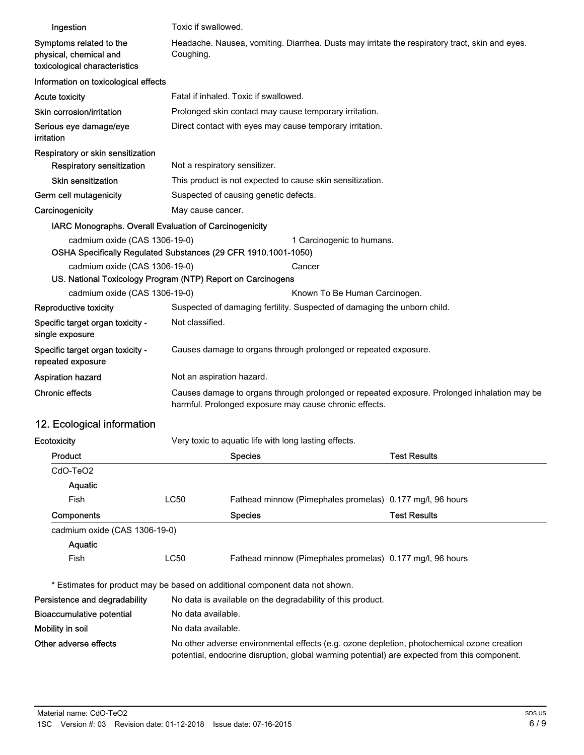| | |
|---|---|
| Ingestion | Toxic if swallowed. |
| Symptoms related to the physical, chemical and toxicological characteristics | Headache. Nausea, vomiting. Diarrhea. Dusts may irritate the respiratory tract, skin and eyes. Coughing. |

**Information on toxicological effects**

| | |
|---|---|
| Acute toxicity | Fatal if inhaled. Toxic if swallowed. |
| Skin corrosion/irritation | Prolonged skin contact may cause temporary irritation. |
| Serious eye damage/eye irritation | Direct contact with eyes may cause temporary irritation. |
| Respiratory or skin sensitization | |
| Respiratory sensitization | Not a respiratory sensitizer. |
| Skin sensitization | This product is not expected to cause skin sensitization. |
| Germ cell mutagenicity | Suspected of causing genetic defects. |
| Carcinogenicity | May cause cancer. |

**IARC Monographs. Overall Evaluation of Carcinogenicity**

| | |
|---|---|
| cadmium oxide (CAS 1306-19-0) | 1 Carcinogenic to humans. |

**OSHA Specifically Regulated Substances (29 CFR 1910.1001-1050)**

| | |
|---|---|
| cadmium oxide (CAS 1306-19-0) | Cancer |

**US. National Toxicology Program (NTP) Report on Carcinogens**

| | |
|---|---|
| cadmium oxide (CAS 1306-19-0) | Known To Be Human Carcinogen. |

| | |
|---|---|
| Reproductive toxicity | Suspected of damaging fertility. Suspected of damaging the unborn child. |
| Specific target organ toxicity - single exposure | Not classified. |
| Specific target organ toxicity - repeated exposure | Causes damage to organs through prolonged or repeated exposure. |
| Aspiration hazard | Not an aspiration hazard. |
| Chronic effects | Causes damage to organs through prolonged or repeated exposure. Prolonged inhalation may be harmful. Prolonged exposure may cause chronic effects. |

## 12. Ecological information

**Ecotoxicity** Very toxic to aquatic life with long lasting effects.

| Product | | Species | Test Results |
|---|---|---|---|
| CdO-TeO2 | | | |
| Aquatic | | | |
| Fish | LC50 | Fathead minnow (Pimephales promelas) | 0.177 mg/l, 96 hours |

| Components | | Species | Test Results |
|---|---|---|---|
| cadmium oxide (CAS 1306-19-0) | | | |
| Aquatic | | | |
| Fish | LC50 | Fathead minnow (Pimephales promelas) | 0.177 mg/l, 96 hours |

\* Estimates for product may be based on additional component data not shown.

| | |
|---|---|
| Persistence and degradability | No data is available on the degradability of this product. |
| Bioaccumulative potential | No data available. |
| Mobility in soil | No data available. |
| Other adverse effects | No other adverse environmental effects (e.g. ozone depletion, photochemical ozone creation potential, endocrine disruption, global warming potential) are expected from this component. |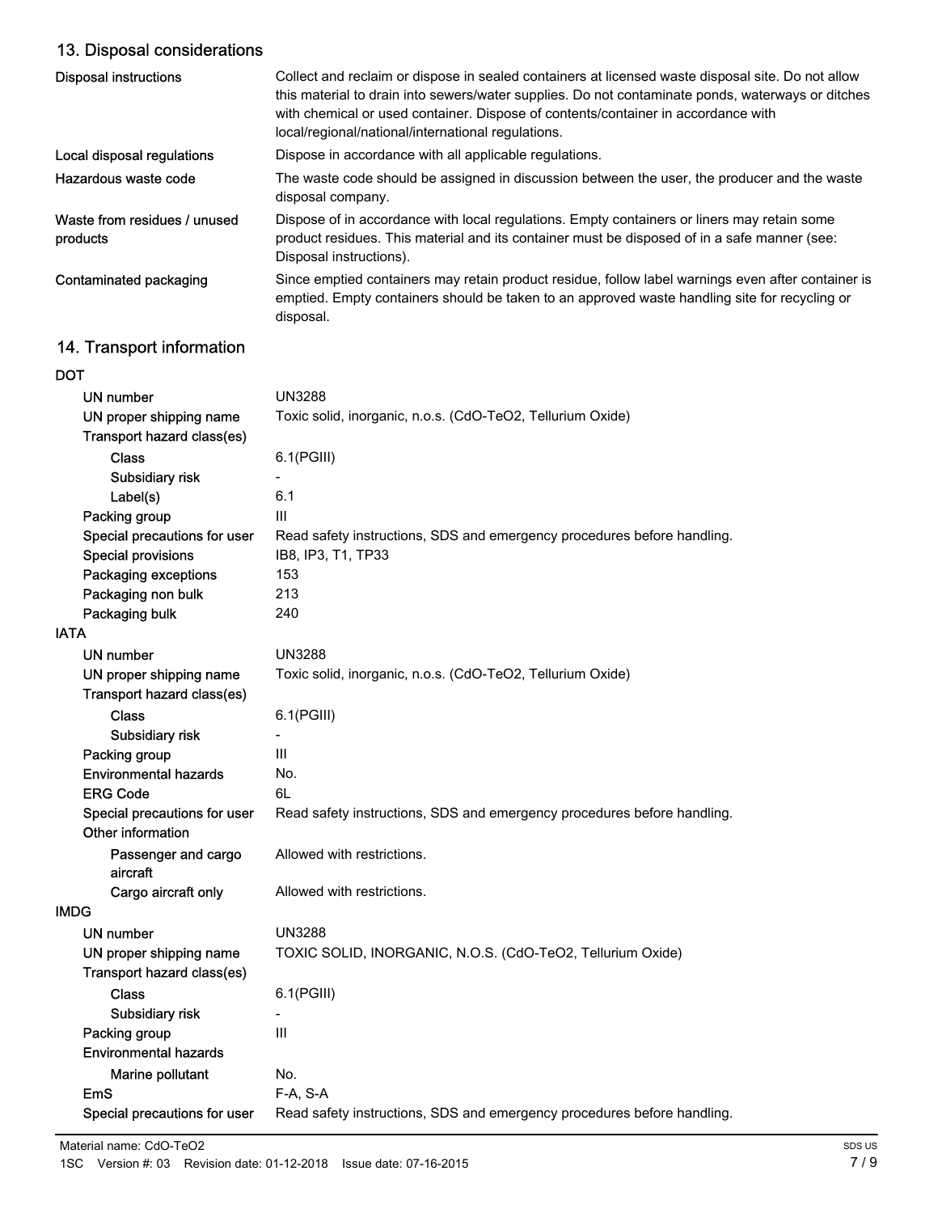## 13. Disposal considerations

| | |
|---|---|
| **Disposal instructions** | Collect and reclaim or dispose in sealed containers at licensed waste disposal site. Do not allow this material to drain into sewers/water supplies. Do not contaminate ponds, waterways or ditches with chemical or used container. Dispose of contents/container in accordance with local/regional/national/international regulations. |
| **Local disposal regulations** | Dispose in accordance with all applicable regulations. |
| **Hazardous waste code** | The waste code should be assigned in discussion between the user, the producer and the waste disposal company. |
| **Waste from residues / unused products** | Dispose of in accordance with local regulations. Empty containers or liners may retain some product residues. This material and its container must be disposed of in a safe manner (see: Disposal instructions). |
| **Contaminated packaging** | Since emptied containers may retain product residue, follow label warnings even after container is emptied. Empty containers should be taken to an approved waste handling site for recycling or disposal. |

## 14. Transport information

**DOT**

| | |
|---|---|
| UN number | UN3288 |
| UN proper shipping name | Toxic solid, inorganic, n.o.s. (CdO-TeO2, Tellurium Oxide) |
| Transport hazard class(es) | |
| Class | 6.1(PGIII) |
| Subsidiary risk | - |
| Label(s) | 6.1 |
| Packing group | III |
| Special precautions for user | Read safety instructions, SDS and emergency procedures before handling. |
| Special provisions | IB8, IP3, T1, TP33 |
| Packaging exceptions | 153 |
| Packaging non bulk | 213 |
| Packaging bulk | 240 |

**IATA**

| | |
|---|---|
| UN number | UN3288 |
| UN proper shipping name | Toxic solid, inorganic, n.o.s. (CdO-TeO2, Tellurium Oxide) |
| Transport hazard class(es) | |
| Class | 6.1(PGIII) |
| Subsidiary risk | - |
| Packing group | III |
| Environmental hazards | No. |
| ERG Code | 6L |
| Special precautions for user | Read safety instructions, SDS and emergency procedures before handling. |
| Other information | |
| Passenger and cargo aircraft | Allowed with restrictions. |
| Cargo aircraft only | Allowed with restrictions. |

**IMDG**

| | |
|---|---|
| UN number | UN3288 |
| UN proper shipping name | TOXIC SOLID, INORGANIC, N.O.S. (CdO-TeO2, Tellurium Oxide) |
| Transport hazard class(es) | |
| Class | 6.1(PGIII) |
| Subsidiary risk | - |
| Packing group | III |
| Environmental hazards | |
| Marine pollutant | No. |
| EmS | F-A, S-A |
| Special precautions for user | Read safety instructions, SDS and emergency procedures before handling. |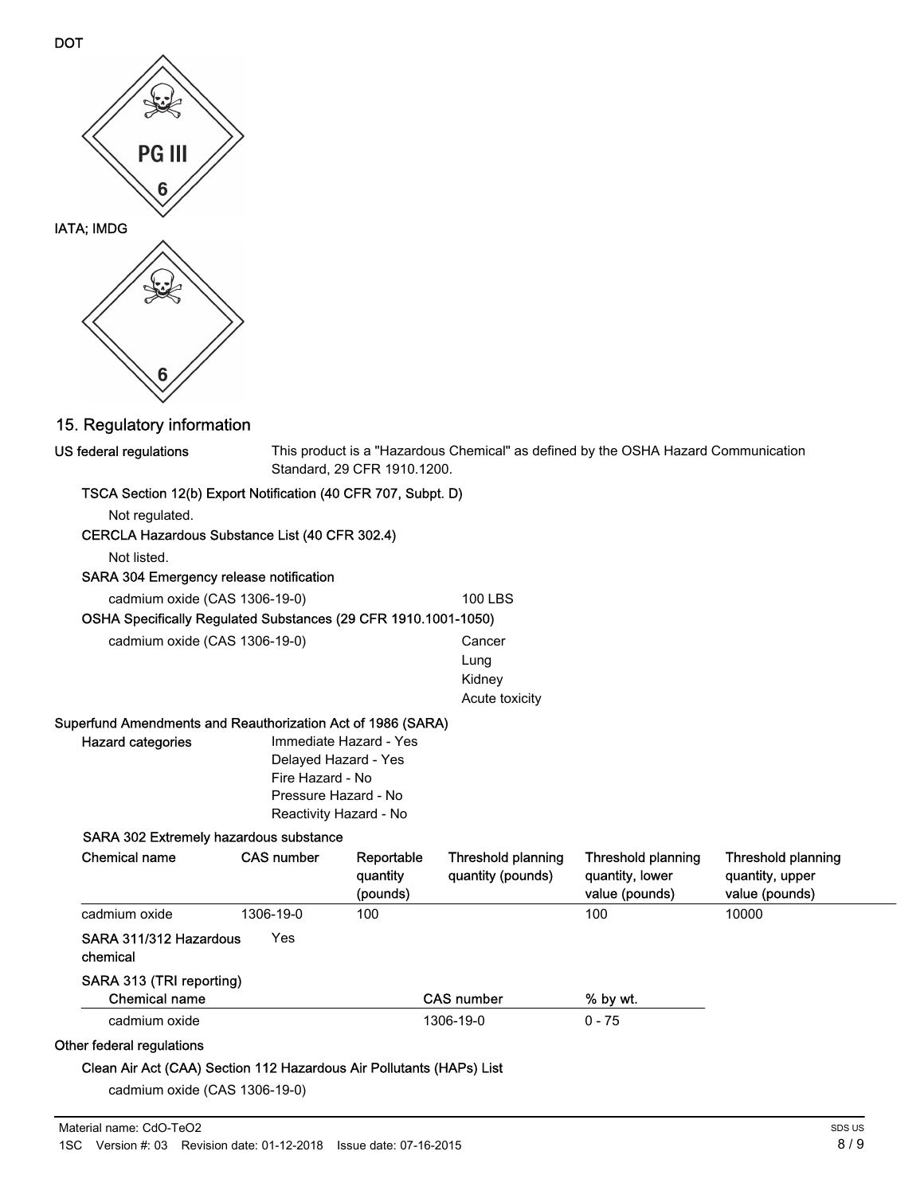DOT

PG III

6

IATA; IMDG

6

## 15. Regulatory information

**US federal regulations** This product is a "Hazardous Chemical" as defined by the OSHA Hazard Communication Standard, 29 CFR 1910.1200.

**TSCA Section 12(b) Export Notification (40 CFR 707, Subpt. D)**

Not regulated.

**CERCLA Hazardous Substance List (40 CFR 302.4)**

Not listed.

**SARA 304 Emergency release notification**

cadmium oxide (CAS 1306-19-0) 100 LBS

**OSHA Specifically Regulated Substances (29 CFR 1910.1001-1050)**

cadmium oxide (CAS 1306-19-0) Cancer
Lung
Kidney
Acute toxicity

**Superfund Amendments and Reauthorization Act of 1986 (SARA)**

**Hazard categories**
Immediate Hazard - Yes
Delayed Hazard - Yes
Fire Hazard - No
Pressure Hazard - No
Reactivity Hazard - No

**SARA 302 Extremely hazardous substance**

| Chemical name | CAS number | Reportable quantity (pounds) | Threshold planning quantity (pounds) | Threshold planning quantity, lower value (pounds) | Threshold planning quantity, upper value (pounds) |
|---|---|---|---|---|---|
| cadmium oxide | 1306-19-0 | 100 | | 100 | 10000 |

**SARA 311/312 Hazardous chemical** Yes

**SARA 313 (TRI reporting)**

| Chemical name | CAS number | % by wt. |
|---|---|---|
| cadmium oxide | 1306-19-0 | 0 - 75 |

**Other federal regulations**

**Clean Air Act (CAA) Section 112 Hazardous Air Pollutants (HAPs) List**

cadmium oxide (CAS 1306-19-0)

Material name: CdO-TeO2
1SC Version #: 03 Revision date: 01-12-2018 Issue date: 07-16-2015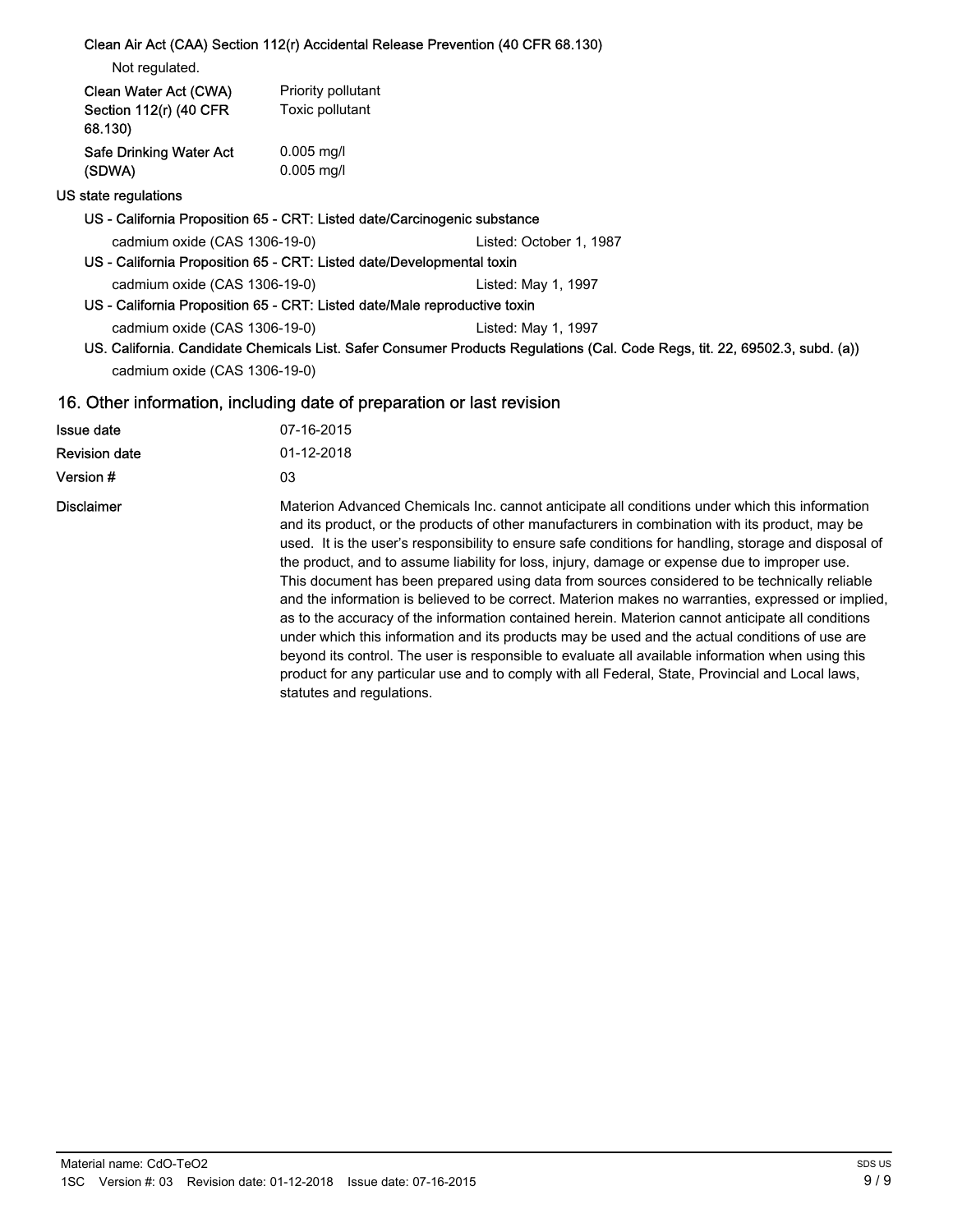**Clean Air Act (CAA) Section 112(r) Accidental Release Prevention (40 CFR 68.130)**

Not regulated.

| | |
|---|---|
| **Clean Water Act (CWA) Section 112(r) (40 CFR 68.130)** | Priority pollutant<br>Toxic pollutant |
| **Safe Drinking Water Act (SDWA)** | 0.005 mg/l<br>0.005 mg/l |

**US state regulations**

**US - California Proposition 65 - CRT: Listed date/Carcinogenic substance**

| | |
|---|---|
| cadmium oxide (CAS 1306-19-0) | Listed: October 1, 1987 |

**US - California Proposition 65 - CRT: Listed date/Developmental toxin**

| | |
|---|---|
| cadmium oxide (CAS 1306-19-0) | Listed: May 1, 1997 |

**US - California Proposition 65 - CRT: Listed date/Male reproductive toxin**

| | |
|---|---|
| cadmium oxide (CAS 1306-19-0) | Listed: May 1, 1997 |

**US. California. Candidate Chemicals List. Safer Consumer Products Regulations (Cal. Code Regs, tit. 22, 69502.3, subd. (a))**

cadmium oxide (CAS 1306-19-0)

## 16. Other information, including date of preparation or last revision

| | |
|---|---|
| **Issue date** | 07-16-2015 |
| **Revision date** | 01-12-2018 |
| **Version #** | 03 |
| **Disclaimer** | Materion Advanced Chemicals Inc. cannot anticipate all conditions under which this information and its product, or the products of other manufacturers in combination with its product, may be used. It is the user's responsibility to ensure safe conditions for handling, storage and disposal of the product, and to assume liability for loss, injury, damage or expense due to improper use. This document has been prepared using data from sources considered to be technically reliable and the information is believed to be correct. Materion makes no warranties, expressed or implied, as to the accuracy of the information contained herein. Materion cannot anticipate all conditions under which this information and its products may be used and the actual conditions of use are beyond its control. The user is responsible to evaluate all available information when using this product for any particular use and to comply with all Federal, State, Provincial and Local laws, statutes and regulations. |